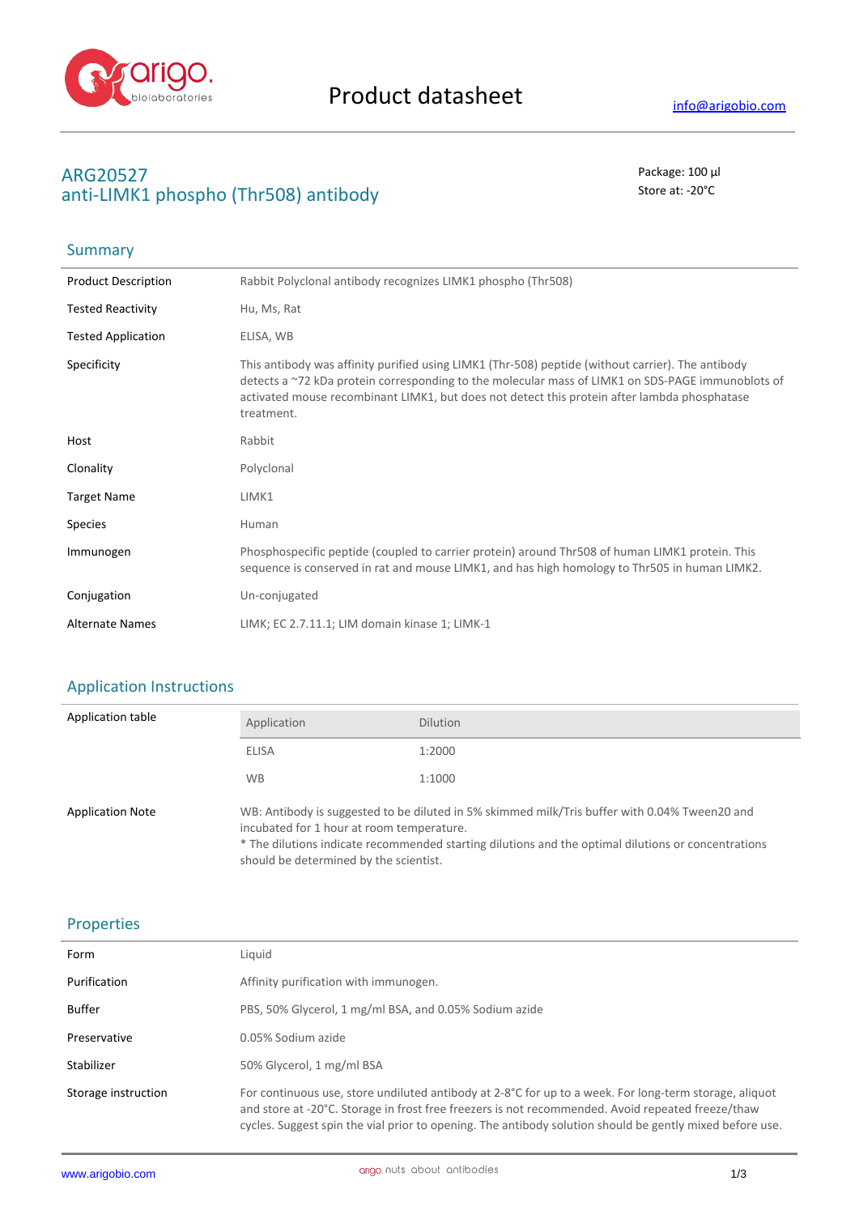# Product datasheet

info@arigobio.com

## ARG20527
## anti-LIMK1 phospho (Thr508) antibody

Package: 100 µl
Store at: -20°C

### Summary

| | |
|---|---|
| Product Description | Rabbit Polyclonal antibody recognizes LIMK1 phospho (Thr508) |
| Tested Reactivity | Hu, Ms, Rat |
| Tested Application | ELISA, WB |
| Specificity | This antibody was affinity purified using LIMK1 (Thr-508) peptide (without carrier). The antibody detects a ~72 kDa protein corresponding to the molecular mass of LIMK1 on SDS-PAGE immunoblots of activated mouse recombinant LIMK1, but does not detect this protein after lambda phosphatase treatment. |
| Host | Rabbit |
| Clonality | Polyclonal |
| Target Name | LIMK1 |
| Species | Human |
| Immunogen | Phosphospecific peptide (coupled to carrier protein) around Thr508 of human LIMK1 protein. This sequence is conserved in rat and mouse LIMK1, and has high homology to Thr505 in human LIMK2. |
| Conjugation | Un-conjugated |
| Alternate Names | LIMK; EC 2.7.11.1; LIM domain kinase 1; LIMK-1 |

### Application Instructions

Application table

| Application | Dilution |
|---|---|
| ELISA | 1:2000 |
| WB | 1:1000 |

Application Note

WB: Antibody is suggested to be diluted in 5% skimmed milk/Tris buffer with 0.04% Tween20 and incubated for 1 hour at room temperature.
* The dilutions indicate recommended starting dilutions and the optimal dilutions or concentrations should be determined by the scientist.

### Properties

| | |
|---|---|
| Form | Liquid |
| Purification | Affinity purification with immunogen. |
| Buffer | PBS, 50% Glycerol, 1 mg/ml BSA, and 0.05% Sodium azide |
| Preservative | 0.05% Sodium azide |
| Stabilizer | 50% Glycerol, 1 mg/ml BSA |
| Storage instruction | For continuous use, store undiluted antibody at 2-8°C for up to a week. For long-term storage, aliquot and store at -20°C. Storage in frost free freezers is not recommended. Avoid repeated freeze/thaw cycles. Suggest spin the vial prior to opening. The antibody solution should be gently mixed before use. |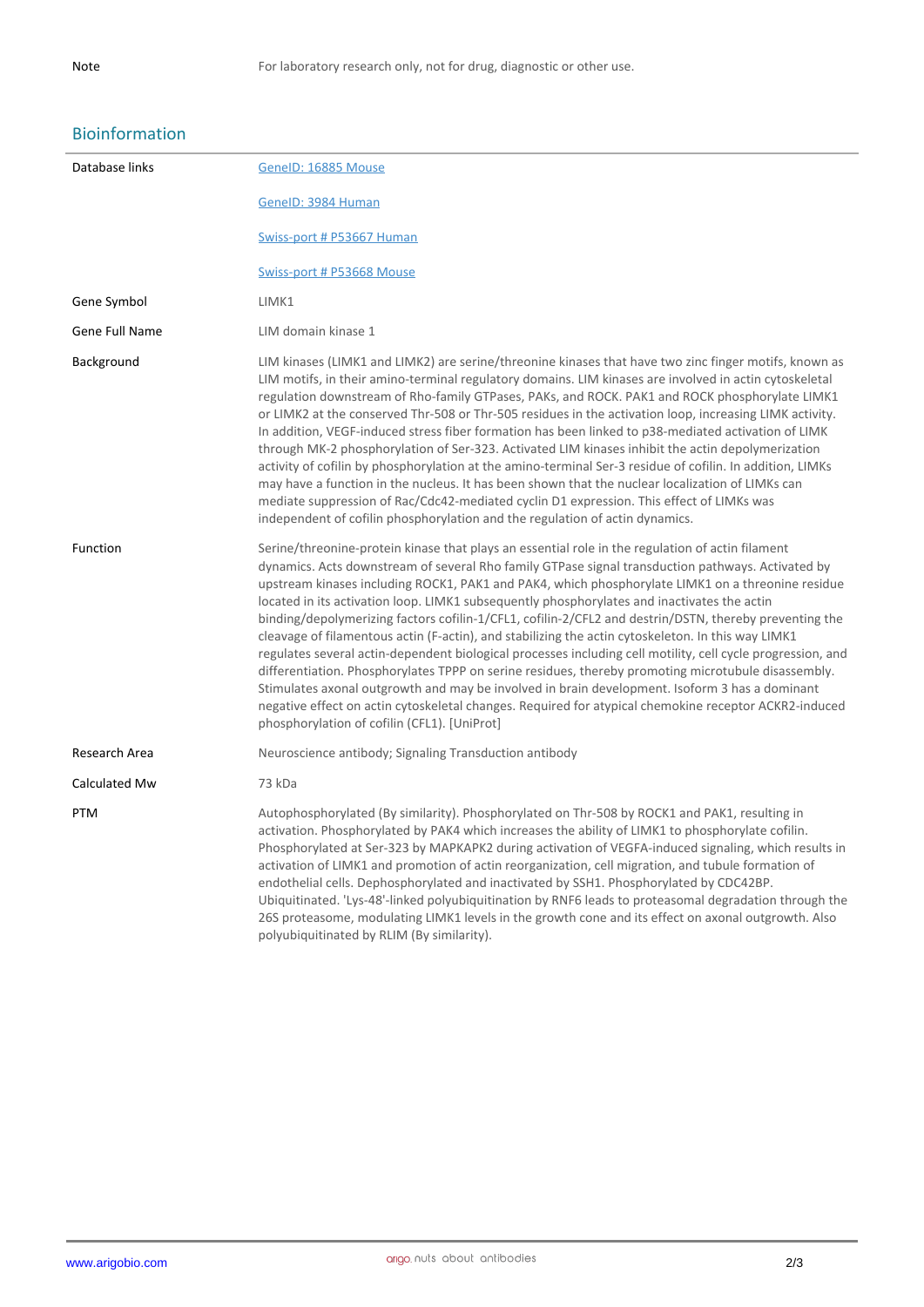| Note | For laboratory research only, not for drug, diagnostic or other use. |
| --- | --- |

## Bioinformation

| | |
| --- | --- |
| Database links | [GeneID: 16885 Mouse](#)<br><br>[GeneID: 3984 Human](#)<br><br>[Swiss-port # P53667 Human](#)<br><br>[Swiss-port # P53668 Mouse](#) |
| Gene Symbol | LIMK1 |
| Gene Full Name | LIM domain kinase 1 |
| Background | LIM kinases (LIMK1 and LIMK2) are serine/threonine kinases that have two zinc finger motifs, known as LIM motifs, in their amino-terminal regulatory domains. LIM kinases are involved in actin cytoskeletal regulation downstream of Rho-family GTPases, PAKs, and ROCK. PAK1 and ROCK phosphorylate LIMK1 or LIMK2 at the conserved Thr-508 or Thr-505 residues in the activation loop, increasing LIMK activity. In addition, VEGF-induced stress fiber formation has been linked to p38-mediated activation of LIMK through MK-2 phosphorylation of Ser-323. Activated LIM kinases inhibit the actin depolymerization activity of cofilin by phosphorylation at the amino-terminal Ser-3 residue of cofilin. In addition, LIMKs may have a function in the nucleus. It has been shown that the nuclear localization of LIMKs can mediate suppression of Rac/Cdc42-mediated cyclin D1 expression. This effect of LIMKs was independent of cofilin phosphorylation and the regulation of actin dynamics. |
| Function | Serine/threonine-protein kinase that plays an essential role in the regulation of actin filament dynamics. Acts downstream of several Rho family GTPase signal transduction pathways. Activated by upstream kinases including ROCK1, PAK1 and PAK4, which phosphorylate LIMK1 on a threonine residue located in its activation loop. LIMK1 subsequently phosphorylates and inactivates the actin binding/depolymerizing factors cofilin-1/CFL1, cofilin-2/CFL2 and destrin/DSTN, thereby preventing the cleavage of filamentous actin (F-actin), and stabilizing the actin cytoskeleton. In this way LIMK1 regulates several actin-dependent biological processes including cell motility, cell cycle progression, and differentiation. Phosphorylates TPPP on serine residues, thereby promoting microtubule disassembly. Stimulates axonal outgrowth and may be involved in brain development. Isoform 3 has a dominant negative effect on actin cytoskeletal changes. Required for atypical chemokine receptor ACKR2-induced phosphorylation of cofilin (CFL1). [UniProt] |
| Research Area | Neuroscience antibody; Signaling Transduction antibody |
| Calculated Mw | 73 kDa |
| PTM | Autophosphorylated (By similarity). Phosphorylated on Thr-508 by ROCK1 and PAK1, resulting in activation. Phosphorylated by PAK4 which increases the ability of LIMK1 to phosphorylate cofilin. Phosphorylated at Ser-323 by MAPKAPK2 during activation of VEGFA-induced signaling, which results in activation of LIMK1 and promotion of actin reorganization, cell migration, and tubule formation of endothelial cells. Dephosphorylated and inactivated by SSH1. Phosphorylated by CDC42BP. Ubiquitinated. 'Lys-48'-linked polyubiquitination by RNF6 leads to proteasomal degradation through the 26S proteasome, modulating LIMK1 levels in the growth cone and its effect on axonal outgrowth. Also polyubiquitinated by RLIM (By similarity). |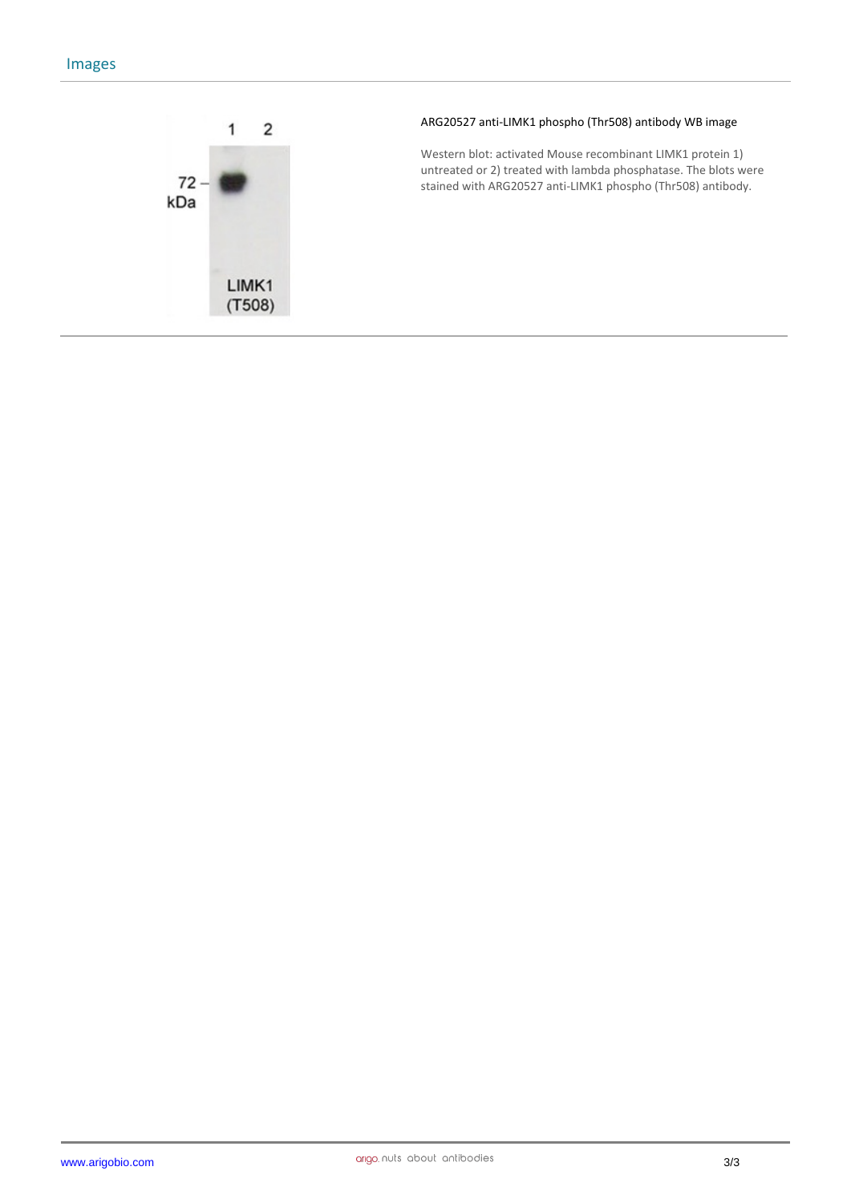## Images

1 2

72 –
kDa

LIMK1
(T508)

ARG20527 anti-LIMK1 phospho (Thr508) antibody WB image

Western blot: activated Mouse recombinant LIMK1 protein 1) untreated or 2) treated with lambda phosphatase. The blots were stained with ARG20527 anti-LIMK1 phospho (Thr508) antibody.